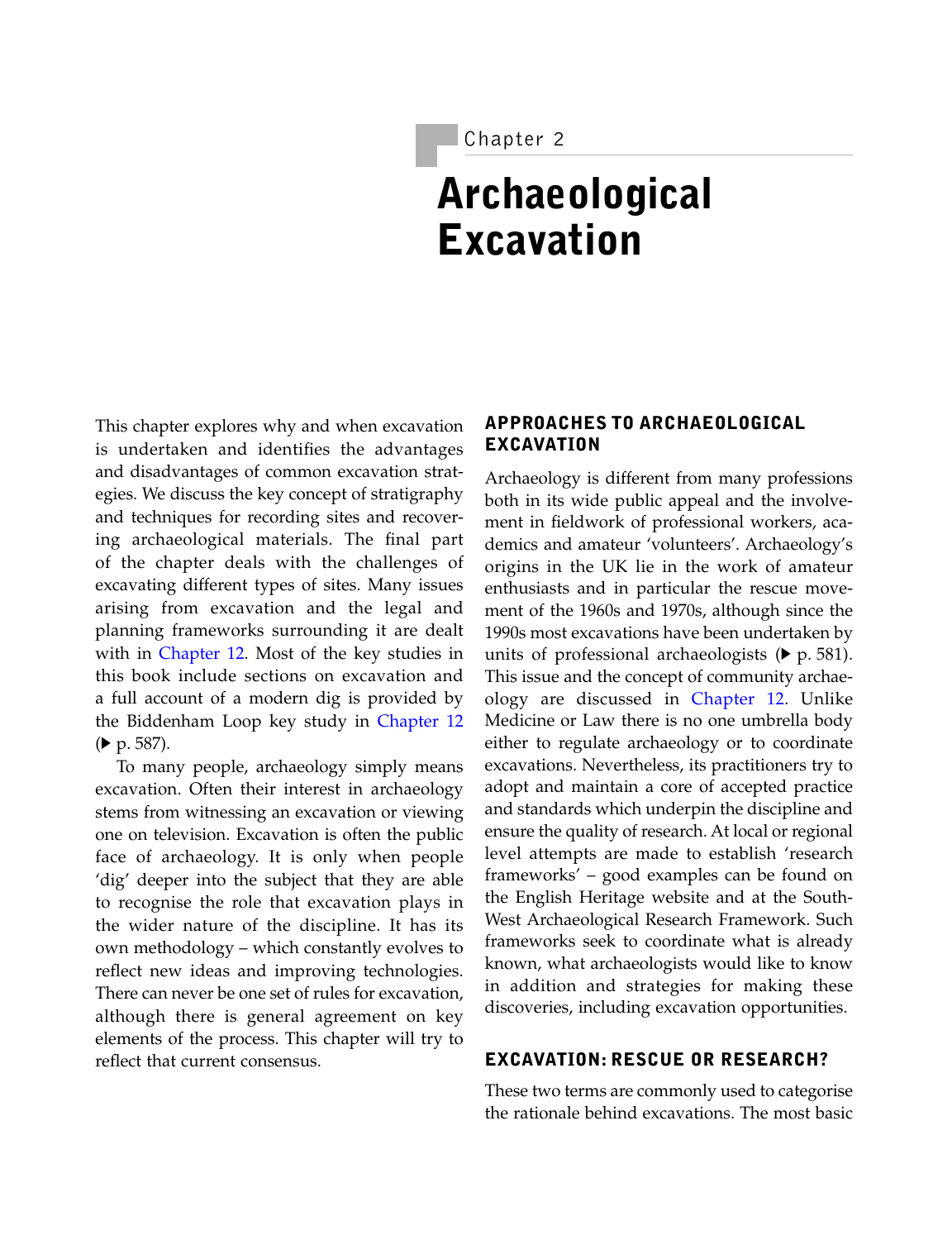Chapter 2

# Archaeological Excavation

This chapter explores why and when excavation is undertaken and identifies the advantages and disadvantages of common excavation strategies. We discuss the key concept of stratigraphy and techniques for recording sites and recovering archaeological materials. The final part of the chapter deals with the challenges of excavating different types of sites. Many issues arising from excavation and the legal and planning frameworks surrounding it are dealt with in Chapter 12. Most of the key studies in this book include sections on excavation and a full account of a modern dig is provided by the Biddenham Loop key study in Chapter 12 (▶ p. 587).

To many people, archaeology simply means excavation. Often their interest in archaeology stems from witnessing an excavation or viewing one on television. Excavation is often the public face of archaeology. It is only when people 'dig' deeper into the subject that they are able to recognise the role that excavation plays in the wider nature of the discipline. It has its own methodology – which constantly evolves to reflect new ideas and improving technologies. There can never be one set of rules for excavation, although there is general agreement on key elements of the process. This chapter will try to reflect that current consensus.

## APPROACHES TO ARCHAEOLOGICAL EXCAVATION

Archaeology is different from many professions both in its wide public appeal and the involvement in fieldwork of professional workers, academics and amateur 'volunteers'. Archaeology's origins in the UK lie in the work of amateur enthusiasts and in particular the rescue movement of the 1960s and 1970s, although since the 1990s most excavations have been undertaken by units of professional archaeologists (▶ p. 581). This issue and the concept of community archaeology are discussed in Chapter 12. Unlike Medicine or Law there is no one umbrella body either to regulate archaeology or to coordinate excavations. Nevertheless, its practitioners try to adopt and maintain a core of accepted practice and standards which underpin the discipline and ensure the quality of research. At local or regional level attempts are made to establish 'research frameworks' – good examples can be found on the English Heritage website and at the South-West Archaeological Research Framework. Such frameworks seek to coordinate what is already known, what archaeologists would like to know in addition and strategies for making these discoveries, including excavation opportunities.

## EXCAVATION: RESCUE OR RESEARCH?

These two terms are commonly used to categorise the rationale behind excavations. The most basic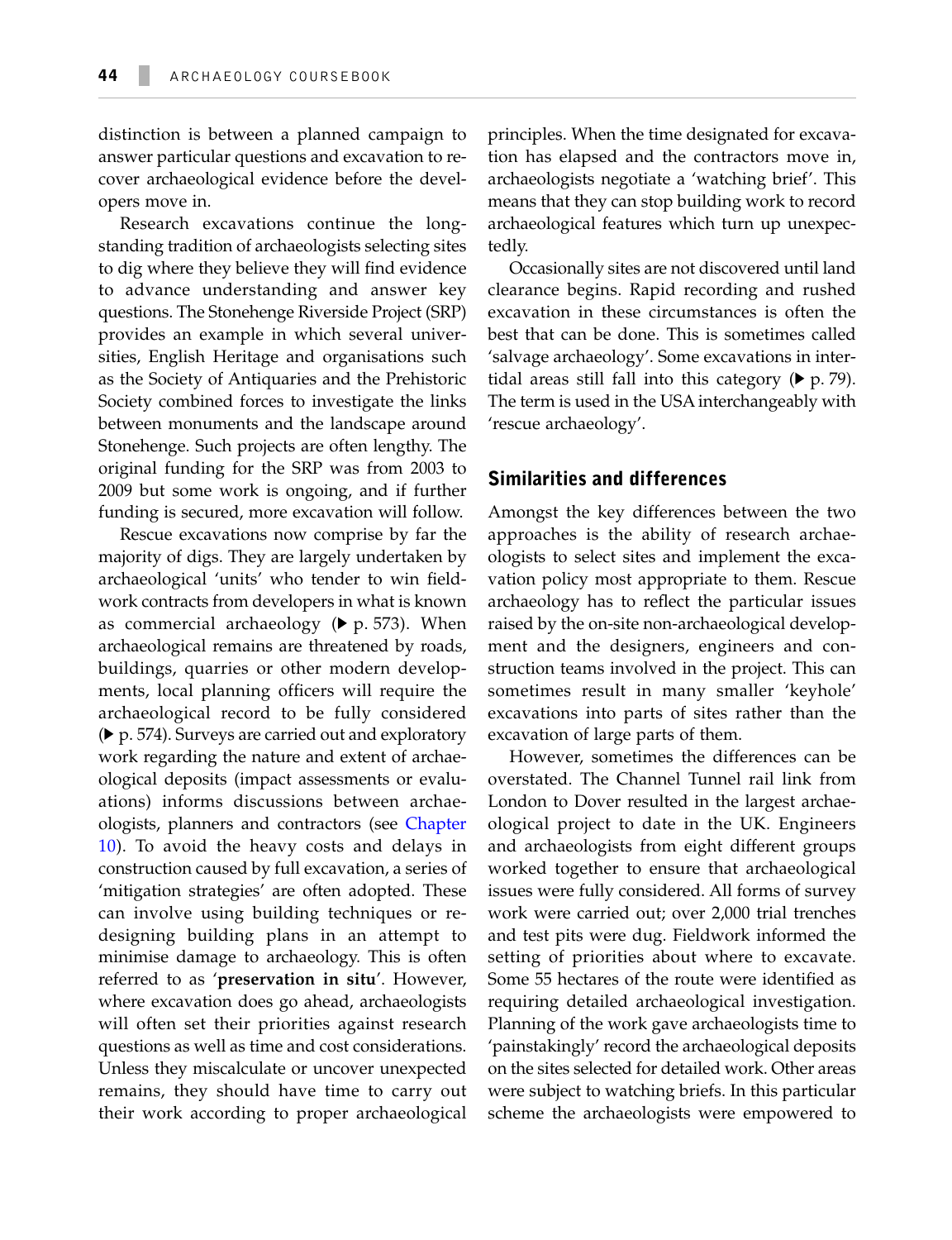distinction is between a planned campaign to answer particular questions and excavation to recover archaeological evidence before the developers move in.

Research excavations continue the long-standing tradition of archaeologists selecting sites to dig where they believe they will find evidence to advance understanding and answer key questions. The Stonehenge Riverside Project (SRP) provides an example in which several universities, English Heritage and organisations such as the Society of Antiquaries and the Prehistoric Society combined forces to investigate the links between monuments and the landscape around Stonehenge. Such projects are often lengthy. The original funding for the SRP was from 2003 to 2009 but some work is ongoing, and if further funding is secured, more excavation will follow.

Rescue excavations now comprise by far the majority of digs. They are largely undertaken by archaeological 'units' who tender to win fieldwork contracts from developers in what is known as commercial archaeology (▶ p. 573). When archaeological remains are threatened by roads, buildings, quarries or other modern developments, local planning officers will require the archaeological record to be fully considered (▶ p. 574). Surveys are carried out and exploratory work regarding the nature and extent of archaeological deposits (impact assessments or evaluations) informs discussions between archaeologists, planners and contractors (see Chapter 10). To avoid the heavy costs and delays in construction caused by full excavation, a series of 'mitigation strategies' are often adopted. These can involve using building techniques or redesigning building plans in an attempt to minimise damage to archaeology. This is often referred to as '**preservation in situ**'. However, where excavation does go ahead, archaeologists will often set their priorities against research questions as well as time and cost considerations. Unless they miscalculate or uncover unexpected remains, they should have time to carry out their work according to proper archaeological principles. When the time designated for excavation has elapsed and the contractors move in, archaeologists negotiate a 'watching brief'. This means that they can stop building work to record archaeological features which turn up unexpectedly.

Occasionally sites are not discovered until land clearance begins. Rapid recording and rushed excavation in these circumstances is often the best that can be done. This is sometimes called 'salvage archaeology'. Some excavations in intertidal areas still fall into this category (▶ p. 79). The term is used in the USA interchangeably with 'rescue archaeology'.

## Similarities and differences

Amongst the key differences between the two approaches is the ability of research archaeologists to select sites and implement the excavation policy most appropriate to them. Rescue archaeology has to reflect the particular issues raised by the on-site non-archaeological development and the designers, engineers and construction teams involved in the project. This can sometimes result in many smaller 'keyhole' excavations into parts of sites rather than the excavation of large parts of them.

However, sometimes the differences can be overstated. The Channel Tunnel rail link from London to Dover resulted in the largest archaeological project to date in the UK. Engineers and archaeologists from eight different groups worked together to ensure that archaeological issues were fully considered. All forms of survey work were carried out; over 2,000 trial trenches and test pits were dug. Fieldwork informed the setting of priorities about where to excavate. Some 55 hectares of the route were identified as requiring detailed archaeological investigation. Planning of the work gave archaeologists time to 'painstakingly' record the archaeological deposits on the sites selected for detailed work. Other areas were subject to watching briefs. In this particular scheme the archaeologists were empowered to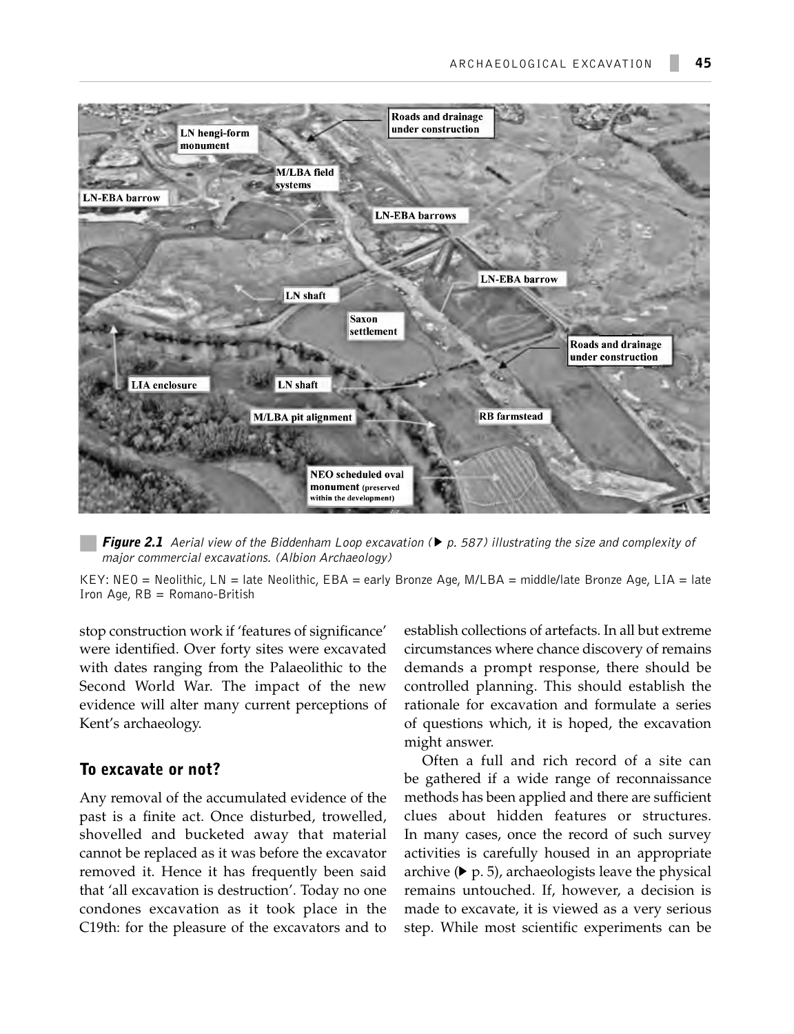**Figure 2.1** *Aerial view of the Biddenham Loop excavation (▶ p. 587) illustrating the size and complexity of major commercial excavations. (Albion Archaeology)*

KEY: NEO = Neolithic, LN = late Neolithic, EBA = early Bronze Age, M/LBA = middle/late Bronze Age, LIA = late Iron Age, RB = Romano-British

stop construction work if 'features of significance' were identified. Over forty sites were excavated with dates ranging from the Palaeolithic to the Second World War. The impact of the new evidence will alter many current perceptions of Kent's archaeology.

## To excavate or not?

Any removal of the accumulated evidence of the past is a finite act. Once disturbed, trowelled, shovelled and bucketed away that material cannot be replaced as it was before the excavator removed it. Hence it has frequently been said that 'all excavation is destruction'. Today no one condones excavation as it took place in the C19th: for the pleasure of the excavators and to establish collections of artefacts. In all but extreme circumstances where chance discovery of remains demands a prompt response, there should be controlled planning. This should establish the rationale for excavation and formulate a series of questions which, it is hoped, the excavation might answer.

Often a full and rich record of a site can be gathered if a wide range of reconnaissance methods has been applied and there are sufficient clues about hidden features or structures. In many cases, once the record of such survey activities is carefully housed in an appropriate archive (▶ p. 5), archaeologists leave the physical remains untouched. If, however, a decision is made to excavate, it is viewed as a very serious step. While most scientific experiments can be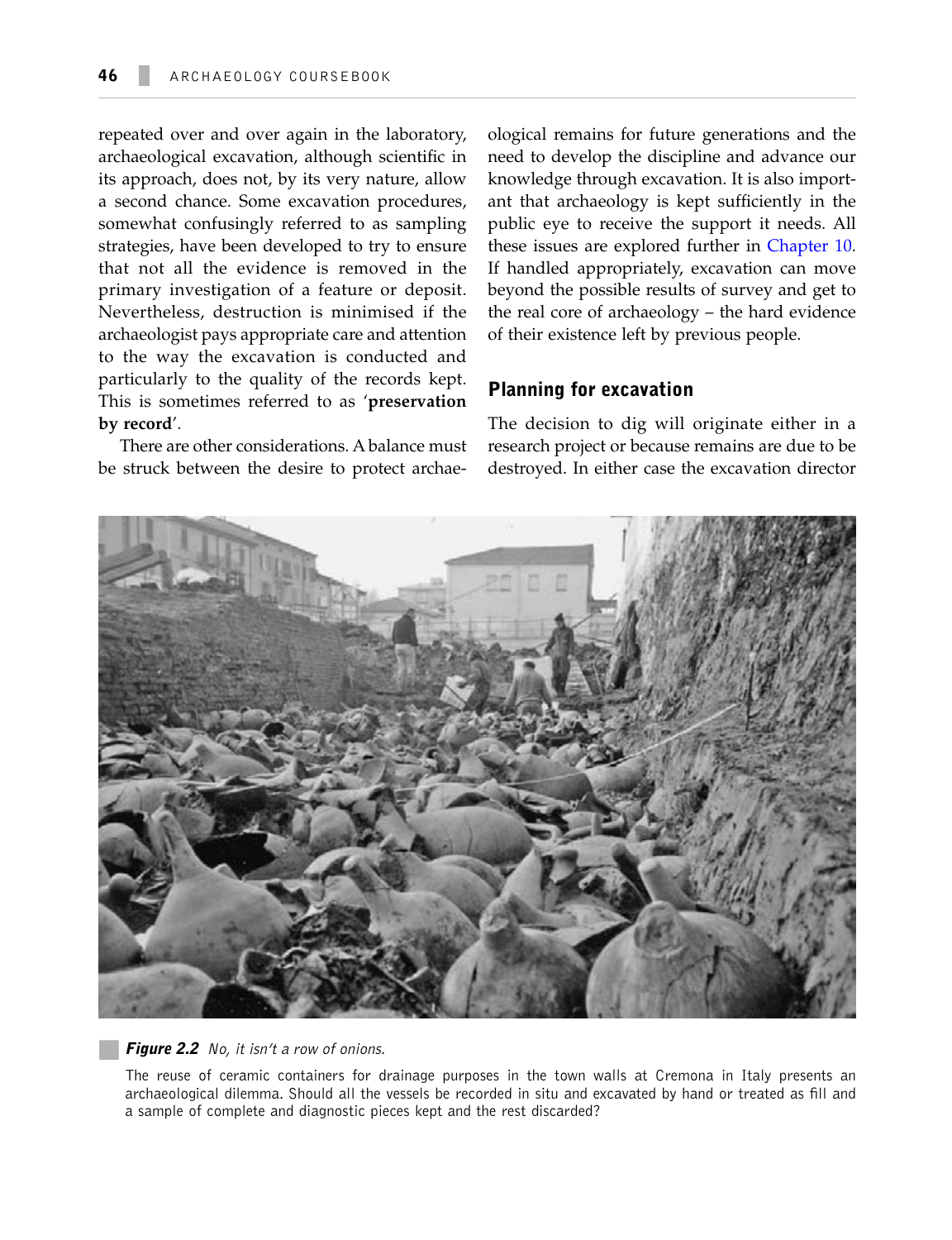repeated over and over again in the laboratory, archaeological excavation, although scientific in its approach, does not, by its very nature, allow a second chance. Some excavation procedures, somewhat confusingly referred to as sampling strategies, have been developed to try to ensure that not all the evidence is removed in the primary investigation of a feature or deposit. Nevertheless, destruction is minimised if the archaeologist pays appropriate care and attention to the way the excavation is conducted and particularly to the quality of the records kept. This is sometimes referred to as '**preservation by record**'.

There are other considerations. A balance must be struck between the desire to protect archaeological remains for future generations and the need to develop the discipline and advance our knowledge through excavation. It is also important that archaeology is kept sufficiently in the public eye to receive the support it needs. All these issues are explored further in Chapter 10. If handled appropriately, excavation can move beyond the possible results of survey and get to the real core of archaeology – the hard evidence of their existence left by previous people.

## Planning for excavation

The decision to dig will originate either in a research project or because remains are due to be destroyed. In either case the excavation director

***Figure 2.2*** *No, it isn't a row of onions.*

The reuse of ceramic containers for drainage purposes in the town walls at Cremona in Italy presents an archaeological dilemma. Should all the vessels be recorded in situ and excavated by hand or treated as fill and a sample of complete and diagnostic pieces kept and the rest discarded?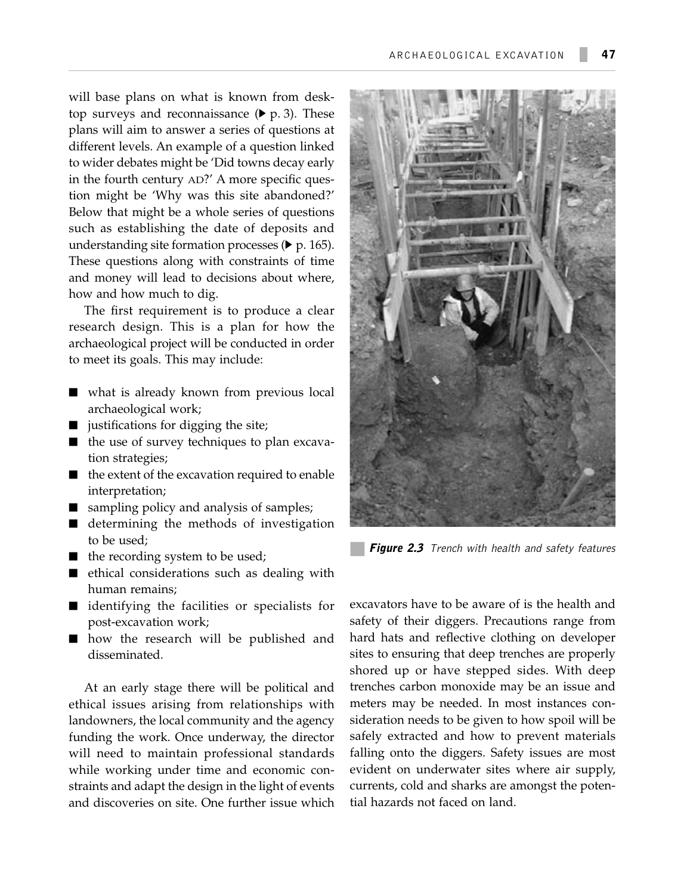will base plans on what is known from desk-top surveys and reconnaissance (▶ p. 3). These plans will aim to answer a series of questions at different levels. An example of a question linked to wider debates might be 'Did towns decay early in the fourth century AD?' A more specific question might be 'Why was this site abandoned?' Below that might be a whole series of questions such as establishing the date of deposits and understanding site formation processes (▶ p. 165). These questions along with constraints of time and money will lead to decisions about where, how and how much to dig.

The first requirement is to produce a clear research design. This is a plan for how the archaeological project will be conducted in order to meet its goals. This may include:

- what is already known from previous local archaeological work;
- justifications for digging the site;
- the use of survey techniques to plan excavation strategies;
- the extent of the excavation required to enable interpretation;
- sampling policy and analysis of samples;
- determining the methods of investigation to be used;
- the recording system to be used;
- ethical considerations such as dealing with human remains;
- identifying the facilities or specialists for post-excavation work;
- how the research will be published and disseminated.

At an early stage there will be political and ethical issues arising from relationships with landowners, the local community and the agency funding the work. Once underway, the director will need to maintain professional standards while working under time and economic constraints and adapt the design in the light of events and discoveries on site. One further issue which excavators have to be aware of is the health and safety of their diggers. Precautions range from hard hats and reflective clothing on developer sites to ensuring that deep trenches are properly shored up or have stepped sides. With deep trenches carbon monoxide may be an issue and meters may be needed. In most instances consideration needs to be given to how spoil will be safely extracted and how to prevent materials falling onto the diggers. Safety issues are most evident on underwater sites where air supply, currents, cold and sharks are amongst the potential hazards not faced on land.

**Figure 2.3** *Trench with health and safety features*